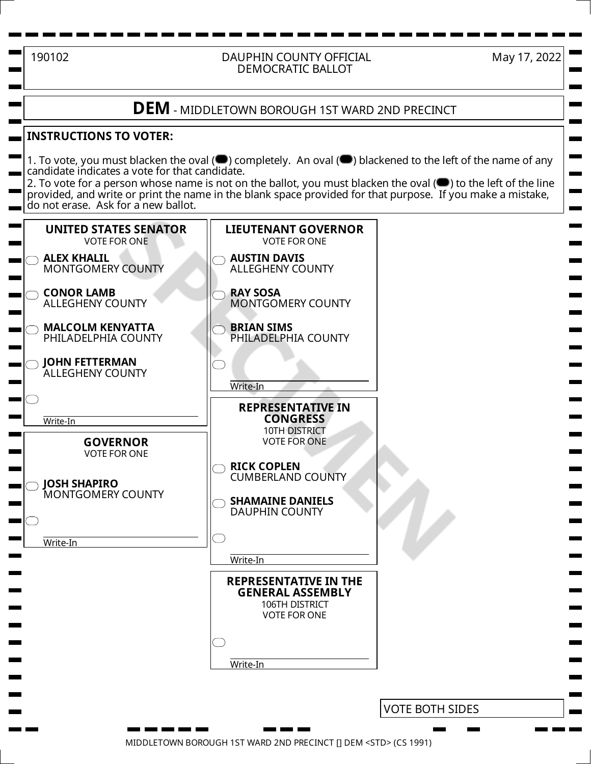190102

DAUPHIN COUNTY OFFICIAL
DEMOCRATIC BALLOT

May 17, 2022

# DEM - MIDDLETOWN BOROUGH 1ST WARD 2ND PRECINCT

**INSTRUCTIONS TO VOTER:**

1. To vote, you must blacken the oval ( ) completely. An oval ( ) blackened to the left of the name of any candidate indicates a vote for that candidate.
2. To vote for a person whose name is not on the ballot, you must blacken the oval ( ) to the left of the line provided, and write or print the name in the blank space provided for that purpose. If you make a mistake, do not erase. Ask for a new ballot.

## UNITED STATES SENATOR
VOTE FOR ONE

- **ALEX KHALIL** MONTGOMERY COUNTY
- **CONOR LAMB** ALLEGHENY COUNTY
- **MALCOLM KENYATTA** PHILADELPHIA COUNTY
- **JOHN FETTERMAN** ALLEGHENY COUNTY
- Write-In

## GOVERNOR
VOTE FOR ONE

- **JOSH SHAPIRO** MONTGOMERY COUNTY
- Write-In

## LIEUTENANT GOVERNOR
VOTE FOR ONE

- **AUSTIN DAVIS** ALLEGHENY COUNTY
- **RAY SOSA** MONTGOMERY COUNTY
- **BRIAN SIMS** PHILADELPHIA COUNTY
- Write-In

## REPRESENTATIVE IN CONGRESS
10TH DISTRICT
VOTE FOR ONE

- **RICK COPLEN** CUMBERLAND COUNTY
- **SHAMAINE DANIELS** DAUPHIN COUNTY
- Write-In

## REPRESENTATIVE IN THE GENERAL ASSEMBLY
106TH DISTRICT
VOTE FOR ONE

- Write-In

VOTE BOTH SIDES

MIDDLETOWN BOROUGH 1ST WARD 2ND PRECINCT [] DEM <STD> (CS 1991)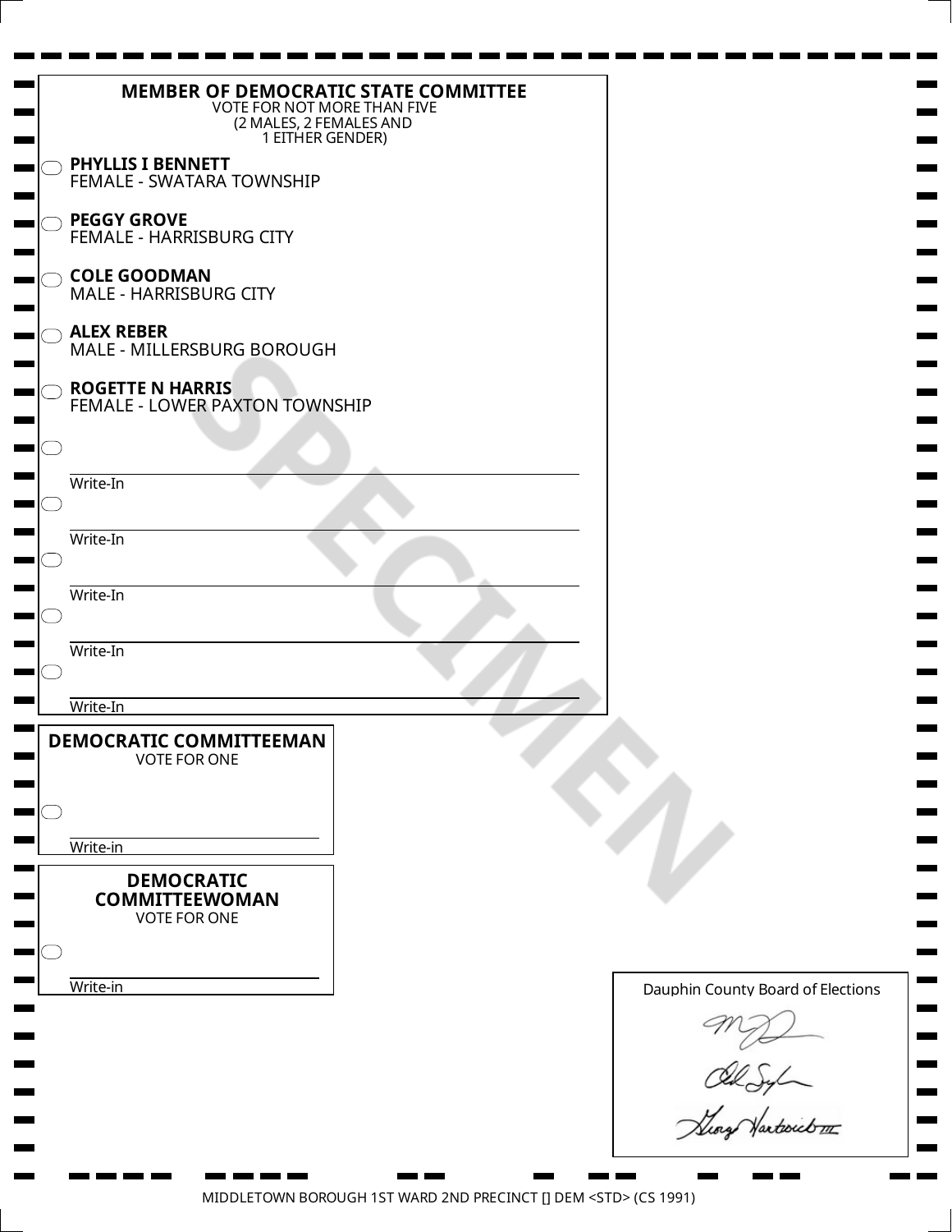## MEMBER OF DEMOCRATIC STATE COMMITTEE

VOTE FOR NOT MORE THAN FIVE
(2 MALES, 2 FEMALES AND
1 EITHER GENDER)

- **PHYLLIS I BENNETT**
  FEMALE - SWATARA TOWNSHIP
- **PEGGY GROVE**
  FEMALE - HARRISBURG CITY
- **COLE GOODMAN**
  MALE - HARRISBURG CITY
- **ALEX REBER**
  MALE - MILLERSBURG BOROUGH
- **ROGETTE N HARRIS**
  FEMALE - LOWER PAXTON TOWNSHIP
- Write-In
- Write-In
- Write-In
- Write-In
- Write-In

## DEMOCRATIC COMMITTEEMAN

VOTE FOR ONE

- Write-in

## DEMOCRATIC COMMITTEEWOMAN

VOTE FOR ONE

- Write-in

SPECIMEN

Dauphin County Board of Elections

MIDDLETOWN BOROUGH 1ST WARD 2ND PRECINCT [] DEM <STD> (CS 1991)